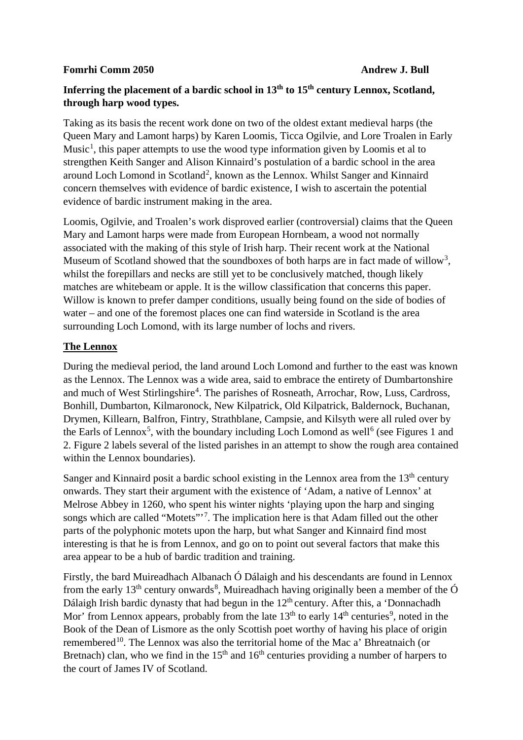**Fomrhi Comm 2050** **Andrew J. Bull**

**Inferring the placement of a bardic school in 13th to 15th century Lennox, Scotland, through harp wood types.**

Taking as its basis the recent work done on two of the oldest extant medieval harps (the Queen Mary and Lamont harps) by Karen Loomis, Ticca Ogilvie, and Lore Troalen in Early Music[1], this paper attempts to use the wood type information given by Loomis et al to strengthen Keith Sanger and Alison Kinnaird's postulation of a bardic school in the area around Loch Lomond in Scotland[2], known as the Lennox. Whilst Sanger and Kinnaird concern themselves with evidence of bardic existence, I wish to ascertain the potential evidence of bardic instrument making in the area.

Loomis, Ogilvie, and Troalen's work disproved earlier (controversial) claims that the Queen Mary and Lamont harps were made from European Hornbeam, a wood not normally associated with the making of this style of Irish harp. Their recent work at the National Museum of Scotland showed that the soundboxes of both harps are in fact made of willow[3], whilst the forepillars and necks are still yet to be conclusively matched, though likely matches are whitebeam or apple. It is the willow classification that concerns this paper. Willow is known to prefer damper conditions, usually being found on the side of bodies of water – and one of the foremost places one can find waterside in Scotland is the area surrounding Loch Lomond, with its large number of lochs and rivers.

## The Lennox

During the medieval period, the land around Loch Lomond and further to the east was known as the Lennox. The Lennox was a wide area, said to embrace the entirety of Dumbartonshire and much of West Stirlingshire[4]. The parishes of Rosneath, Arrochar, Row, Luss, Cardross, Bonhill, Dumbarton, Kilmaronock, New Kilpatrick, Old Kilpatrick, Baldernock, Buchanan, Drymen, Killearn, Balfron, Fintry, Strathblane, Campsie, and Kilsyth were all ruled over by the Earls of Lennox[5], with the boundary including Loch Lomond as well[6] (see Figures 1 and 2. Figure 2 labels several of the listed parishes in an attempt to show the rough area contained within the Lennox boundaries).

Sanger and Kinnaird posit a bardic school existing in the Lennox area from the 13th century onwards. They start their argument with the existence of 'Adam, a native of Lennox' at Melrose Abbey in 1260, who spent his winter nights 'playing upon the harp and singing songs which are called "Motets"'[7]. The implication here is that Adam filled out the other parts of the polyphonic motets upon the harp, but what Sanger and Kinnaird find most interesting is that he is from Lennox, and go on to point out several factors that make this area appear to be a hub of bardic tradition and training.

Firstly, the bard Muireadhach Albanach Ó Dálaigh and his descendants are found in Lennox from the early 13th century onwards[8], Muireadhach having originally been a member of the Ó Dálaigh Irish bardic dynasty that had begun in the 12th century. After this, a 'Donnachadh Mor' from Lennox appears, probably from the late 13th to early 14th centuries[9], noted in the Book of the Dean of Lismore as the only Scottish poet worthy of having his place of origin remembered[10]. The Lennox was also the territorial home of the Mac a' Bhreatnaich (or Bretnach) clan, who we find in the 15th and 16th centuries providing a number of harpers to the court of James IV of Scotland.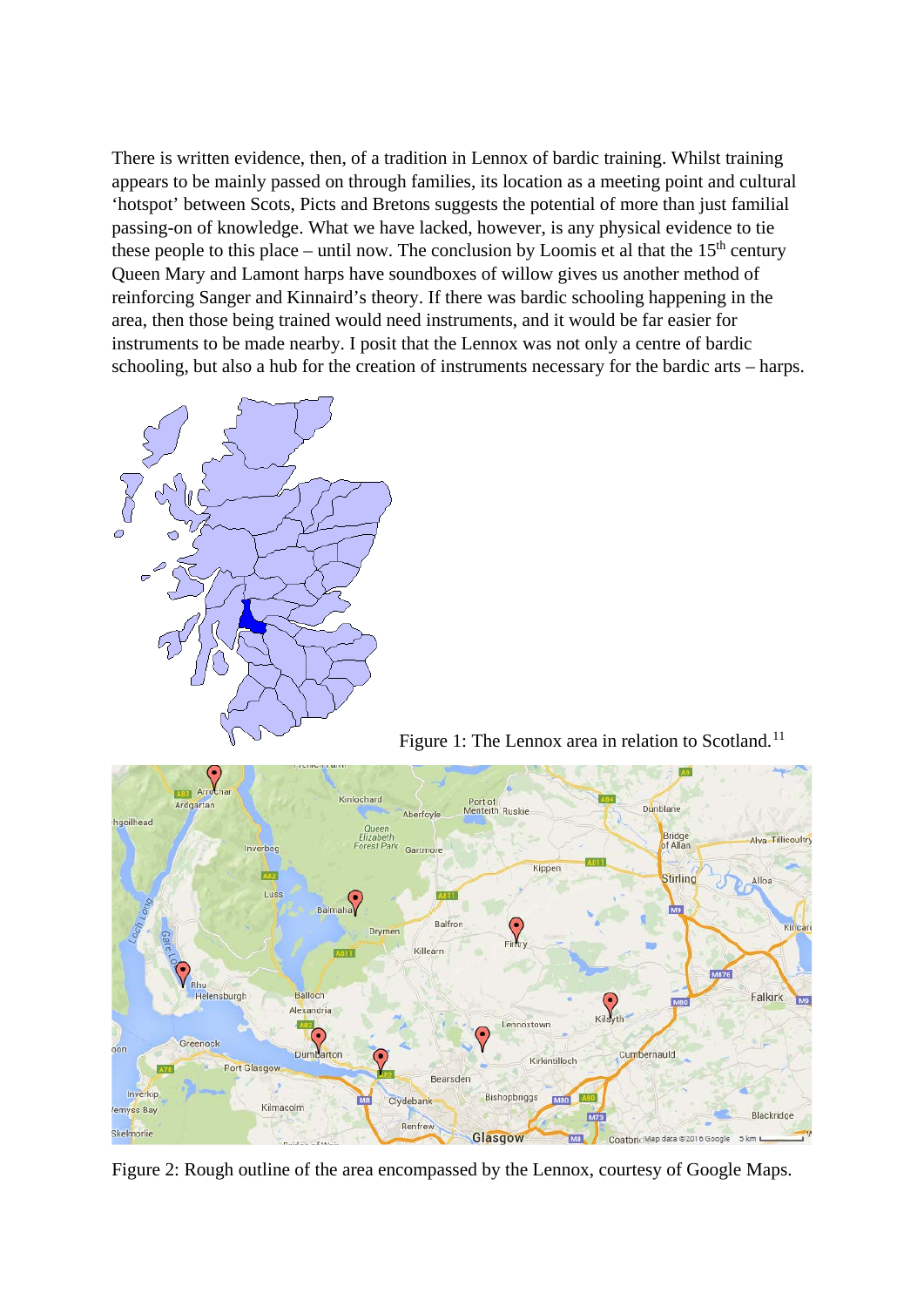There is written evidence, then, of a tradition in Lennox of bardic training. Whilst training appears to be mainly passed on through families, its location as a meeting point and cultural 'hotspot' between Scots, Picts and Bretons suggests the potential of more than just familial passing-on of knowledge. What we have lacked, however, is any physical evidence to tie these people to this place – until now. The conclusion by Loomis et al that the 15th century Queen Mary and Lamont harps have soundboxes of willow gives us another method of reinforcing Sanger and Kinnaird's theory. If there was bardic schooling happening in the area, then those being trained would need instruments, and it would be far easier for instruments to be made nearby. I posit that the Lennox was not only a centre of bardic schooling, but also a hub for the creation of instruments necessary for the bardic arts – harps.

Figure 1: The Lennox area in relation to Scotland.[11]

Figure 2: Rough outline of the area encompassed by the Lennox, courtesy of Google Maps.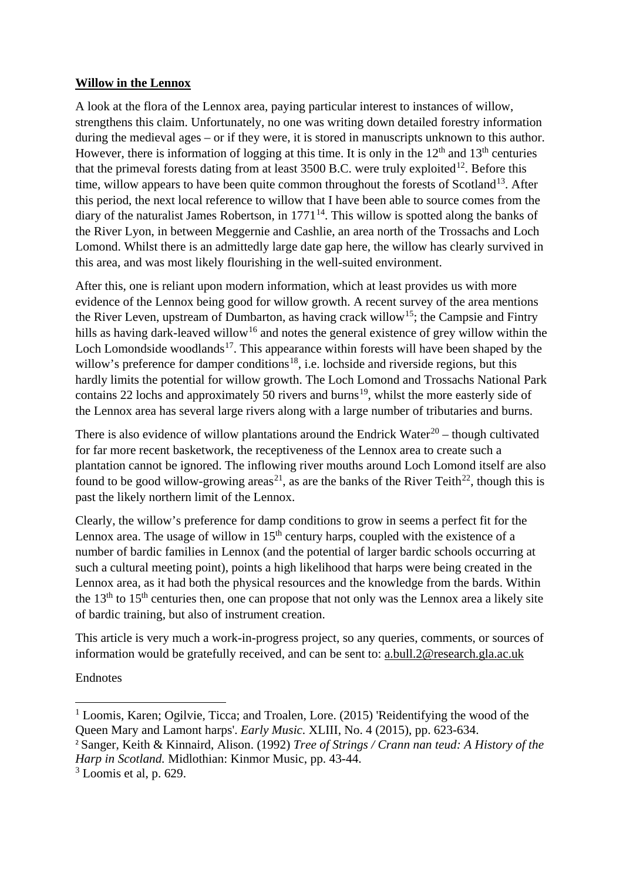**Willow in the Lennox**

A look at the flora of the Lennox area, paying particular interest to instances of willow, strengthens this claim. Unfortunately, no one was writing down detailed forestry information during the medieval ages – or if they were, it is stored in manuscripts unknown to this author. However, there is information of logging at this time. It is only in the 12th and 13th centuries that the primeval forests dating from at least 3500 B.C. were truly exploited[12]. Before this time, willow appears to have been quite common throughout the forests of Scotland[13]. After this period, the next local reference to willow that I have been able to source comes from the diary of the naturalist James Robertson, in 1771[14]. This willow is spotted along the banks of the River Lyon, in between Meggernie and Cashlie, an area north of the Trossachs and Loch Lomond. Whilst there is an admittedly large date gap here, the willow has clearly survived in this area, and was most likely flourishing in the well-suited environment.

After this, one is reliant upon modern information, which at least provides us with more evidence of the Lennox being good for willow growth. A recent survey of the area mentions the River Leven, upstream of Dumbarton, as having crack willow[15]; the Campsie and Fintry hills as having dark-leaved willow[16] and notes the general existence of grey willow within the Loch Lomondside woodlands[17]. This appearance within forests will have been shaped by the willow's preference for damper conditions[18], i.e. lochside and riverside regions, but this hardly limits the potential for willow growth. The Loch Lomond and Trossachs National Park contains 22 lochs and approximately 50 rivers and burns[19], whilst the more easterly side of the Lennox area has several large rivers along with a large number of tributaries and burns.

There is also evidence of willow plantations around the Endrick Water[20] – though cultivated for far more recent basketwork, the receptiveness of the Lennox area to create such a plantation cannot be ignored. The inflowing river mouths around Loch Lomond itself are also found to be good willow-growing areas[21], as are the banks of the River Teith[22], though this is past the likely northern limit of the Lennox.

Clearly, the willow's preference for damp conditions to grow in seems a perfect fit for the Lennox area. The usage of willow in 15th century harps, coupled with the existence of a number of bardic families in Lennox (and the potential of larger bardic schools occurring at such a cultural meeting point), points a high likelihood that harps were being created in the Lennox area, as it had both the physical resources and the knowledge from the bards. Within the 13th to 15th centuries then, one can propose that not only was the Lennox area a likely site of bardic training, but also of instrument creation.

This article is very much a work-in-progress project, so any queries, comments, or sources of information would be gratefully received, and can be sent to: a.bull.2@research.gla.ac.uk

Endnotes

[1] Loomis, Karen; Ogilvie, Ticca; and Troalen, Lore. (2015) 'Reidentifying the wood of the Queen Mary and Lamont harps'. *Early Music.* XLIII, No. 4 (2015), pp. 623-634.

[2] Sanger, Keith & Kinnaird, Alison. (1992) *Tree of Strings / Crann nan teud: A History of the Harp in Scotland.* Midlothian: Kinmor Music, pp. 43-44.

[3] Loomis et al, p. 629.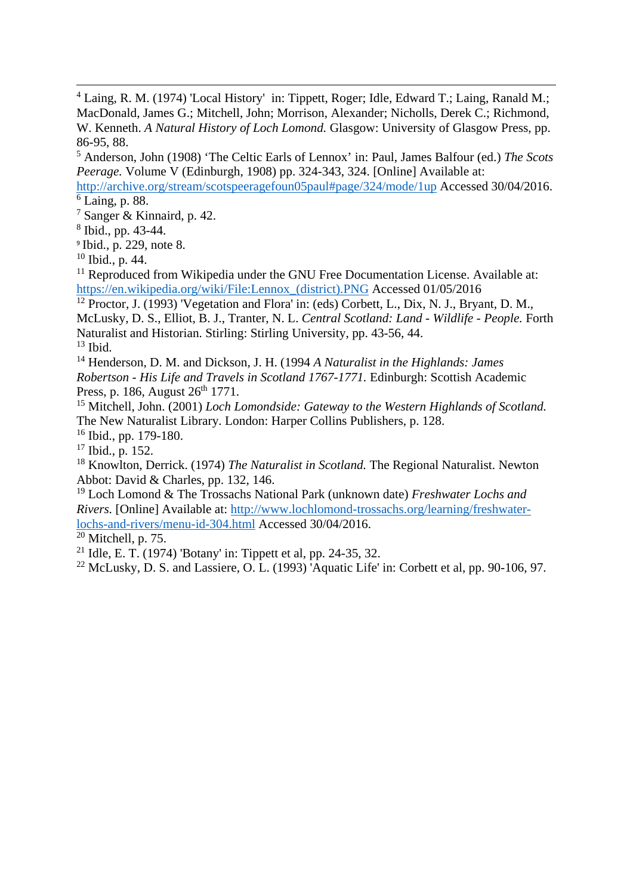[4] Laing, R. M. (1974) 'Local History' in: Tippett, Roger; Idle, Edward T.; Laing, Ranald M.; MacDonald, James G.; Mitchell, John; Morrison, Alexander; Nicholls, Derek C.; Richmond, W. Kenneth. *A Natural History of Loch Lomond.* Glasgow: University of Glasgow Press, pp. 86-95, 88.

[5] Anderson, John (1908) 'The Celtic Earls of Lennox' in: Paul, James Balfour (ed.) *The Scots Peerage.* Volume V (Edinburgh, 1908) pp. 324-343, 324. [Online] Available at: http://archive.org/stream/scotspeeragefoun05paul#page/324/mode/1up Accessed 30/04/2016.

[6] Laing, p. 88.

[7] Sanger & Kinnaird, p. 42.

[8] Ibid., pp. 43-44.

[9] Ibid., p. 229, note 8.

[10] Ibid., p. 44.

[11] Reproduced from Wikipedia under the GNU Free Documentation License. Available at: https://en.wikipedia.org/wiki/File:Lennox_(district).PNG Accessed 01/05/2016

[12] Proctor, J. (1993) 'Vegetation and Flora' in: (eds) Corbett, L., Dix, N. J., Bryant, D. M., McLusky, D. S., Elliot, B. J., Tranter, N. L. *Central Scotland: Land - Wildlife - People.* Forth Naturalist and Historian. Stirling: Stirling University, pp. 43-56, 44.

[13] Ibid.

[14] Henderson, D. M. and Dickson, J. H. (1994 *A Naturalist in the Highlands: James Robertson - His Life and Travels in Scotland 1767-1771.* Edinburgh: Scottish Academic Press, p. 186, August 26th 1771.

[15] Mitchell, John. (2001) *Loch Lomondside: Gateway to the Western Highlands of Scotland.* The New Naturalist Library. London: Harper Collins Publishers, p. 128.

[16] Ibid., pp. 179-180.

[17] Ibid., p. 152.

[18] Knowlton, Derrick. (1974) *The Naturalist in Scotland.* The Regional Naturalist. Newton Abbot: David & Charles, pp. 132, 146.

[19] Loch Lomond & The Trossachs National Park (unknown date) *Freshwater Lochs and Rivers.* [Online] Available at: http://www.lochlomond-trossachs.org/learning/freshwater-lochs-and-rivers/menu-id-304.html Accessed 30/04/2016.

[20] Mitchell, p. 75.

[21] Idle, E. T. (1974) 'Botany' in: Tippett et al, pp. 24-35, 32.

[22] McLusky, D. S. and Lassiere, O. L. (1993) 'Aquatic Life' in: Corbett et al, pp. 90-106, 97.